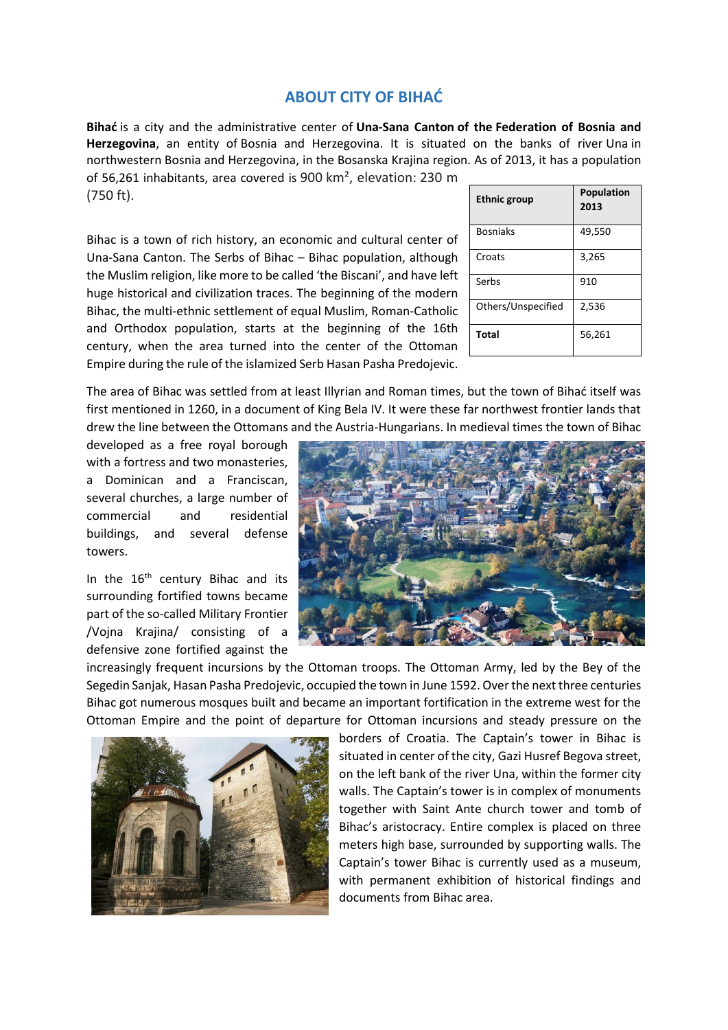# ABOUT CITY OF BIHAĆ

**Bihać** is a city and the administrative center of **Una-Sana Canton of the Federation of Bosnia and Herzegovina**, an entity of Bosnia and Herzegovina. It is situated on the banks of river Una in northwestern Bosnia and Herzegovina, in the Bosanska Krajina region. As of 2013, it has a population of 56,261 inhabitants, area covered is 900 km², elevation: 230 m (750 ft).

| Ethnic group | Population 2013 |
|---|---|
| Bosniaks | 49,550 |
| Croats | 3,265 |
| Serbs | 910 |
| Others/Unspecified | 2,536 |
| **Total** | 56,261 |

Bihac is a town of rich history, an economic and cultural center of Una-Sana Canton. The Serbs of Bihac – Bihac population, although the Muslim religion, like more to be called 'the Biscani', and have left huge historical and civilization traces. The beginning of the modern Bihac, the multi-ethnic settlement of equal Muslim, Roman-Catholic and Orthodox population, starts at the beginning of the 16th century, when the area turned into the center of the Ottoman Empire during the rule of the islamized Serb Hasan Pasha Predojevic.

The area of Bihac was settled from at least Illyrian and Roman times, but the town of Bihać itself was first mentioned in 1260, in a document of King Bela IV. It were these far northwest frontier lands that drew the line between the Ottomans and the Austria-Hungarians. In medieval times the town of Bihac developed as a free royal borough with a fortress and two monasteries, a Dominican and a Franciscan, several churches, a large number of commercial and residential buildings, and several defense towers.

In the 16th century Bihac and its surrounding fortified towns became part of the so-called Military Frontier /Vojna Krajina/ consisting of a defensive zone fortified against the increasingly frequent incursions by the Ottoman troops. The Ottoman Army, led by the Bey of the Segedin Sanjak, Hasan Pasha Predojevic, occupied the town in June 1592. Over the next three centuries Bihac got numerous mosques built and became an important fortification in the extreme west for the Ottoman Empire and the point of departure for Ottoman incursions and steady pressure on the borders of Croatia. The Captain's tower in Bihac is situated in center of the city, Gazi Husref Begova street, on the left bank of the river Una, within the former city walls. The Captain's tower is in complex of monuments together with Saint Ante church tower and tomb of Bihac's aristocracy. Entire complex is placed on three meters high base, surrounded by supporting walls. The Captain's tower Bihac is currently used as a museum, with permanent exhibition of historical findings and documents from Bihac area.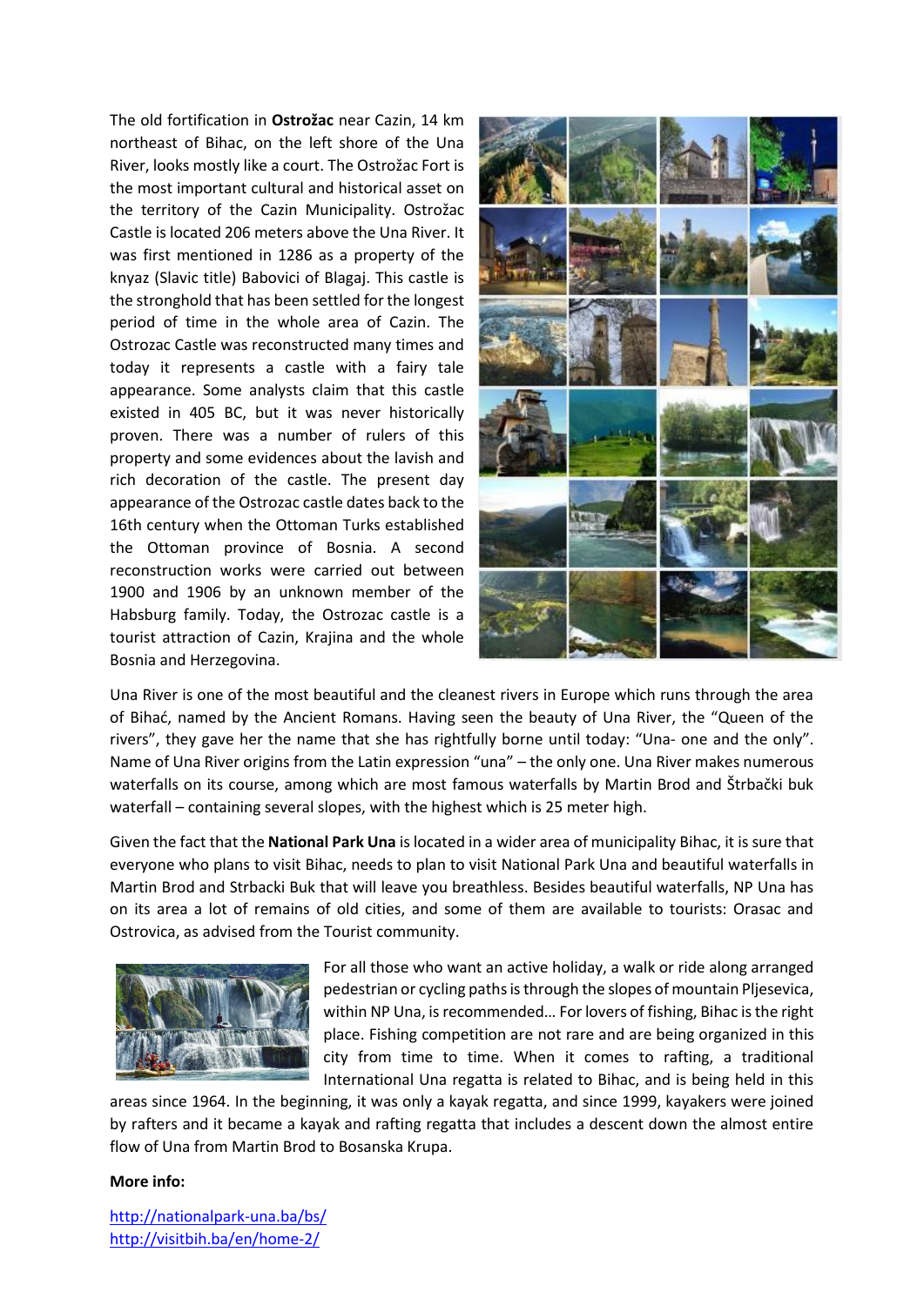The old fortification in **Ostrožac** near Cazin, 14 km northeast of Bihac, on the left shore of the Una River, looks mostly like a court. The Ostrožac Fort is the most important cultural and historical asset on the territory of the Cazin Municipality. Ostrožac Castle is located 206 meters above the Una River. It was first mentioned in 1286 as a property of the knyaz (Slavic title) Babovici of Blagaj. This castle is the stronghold that has been settled for the longest period of time in the whole area of Cazin. The Ostrozac Castle was reconstructed many times and today it represents a castle with a fairy tale appearance. Some analysts claim that this castle existed in 405 BC, but it was never historically proven. There was a number of rulers of this property and some evidences about the lavish and rich decoration of the castle. The present day appearance of the Ostrozac castle dates back to the 16th century when the Ottoman Turks established the Ottoman province of Bosnia. A second reconstruction works were carried out between 1900 and 1906 by an unknown member of the Habsburg family. Today, the Ostrozac castle is a tourist attraction of Cazin, Krajina and the whole Bosnia and Herzegovina.

Una River is one of the most beautiful and the cleanest rivers in Europe which runs through the area of Bihać, named by the Ancient Romans. Having seen the beauty of Una River, the "Queen of the rivers", they gave her the name that she has rightfully borne until today: "Una- one and the only". Name of Una River origins from the Latin expression "una" – the only one. Una River makes numerous waterfalls on its course, among which are most famous waterfalls by Martin Brod and Štrbački buk waterfall – containing several slopes, with the highest which is 25 meter high.

Given the fact that the **National Park Una** is located in a wider area of municipality Bihac, it is sure that everyone who plans to visit Bihac, needs to plan to visit National Park Una and beautiful waterfalls in Martin Brod and Strbacki Buk that will leave you breathless. Besides beautiful waterfalls, NP Una has on its area a lot of remains of old cities, and some of them are available to tourists: Orasac and Ostrovica, as advised from the Tourist community.

For all those who want an active holiday, a walk or ride along arranged pedestrian or cycling paths is through the slopes of mountain Pljesevica, within NP Una, is recommended… For lovers of fishing, Bihac is the right place. Fishing competition are not rare and are being organized in this city from time to time. When it comes to rafting, a traditional International Una regatta is related to Bihac, and is being held in this areas since 1964. In the beginning, it was only a kayak regatta, and since 1999, kayakers were joined by rafters and it became a kayak and rafting regatta that includes a descent down the almost entire flow of Una from Martin Brod to Bosanska Krupa.

**More info:**

http://nationalpark-una.ba/bs/
http://visitbih.ba/en/home-2/